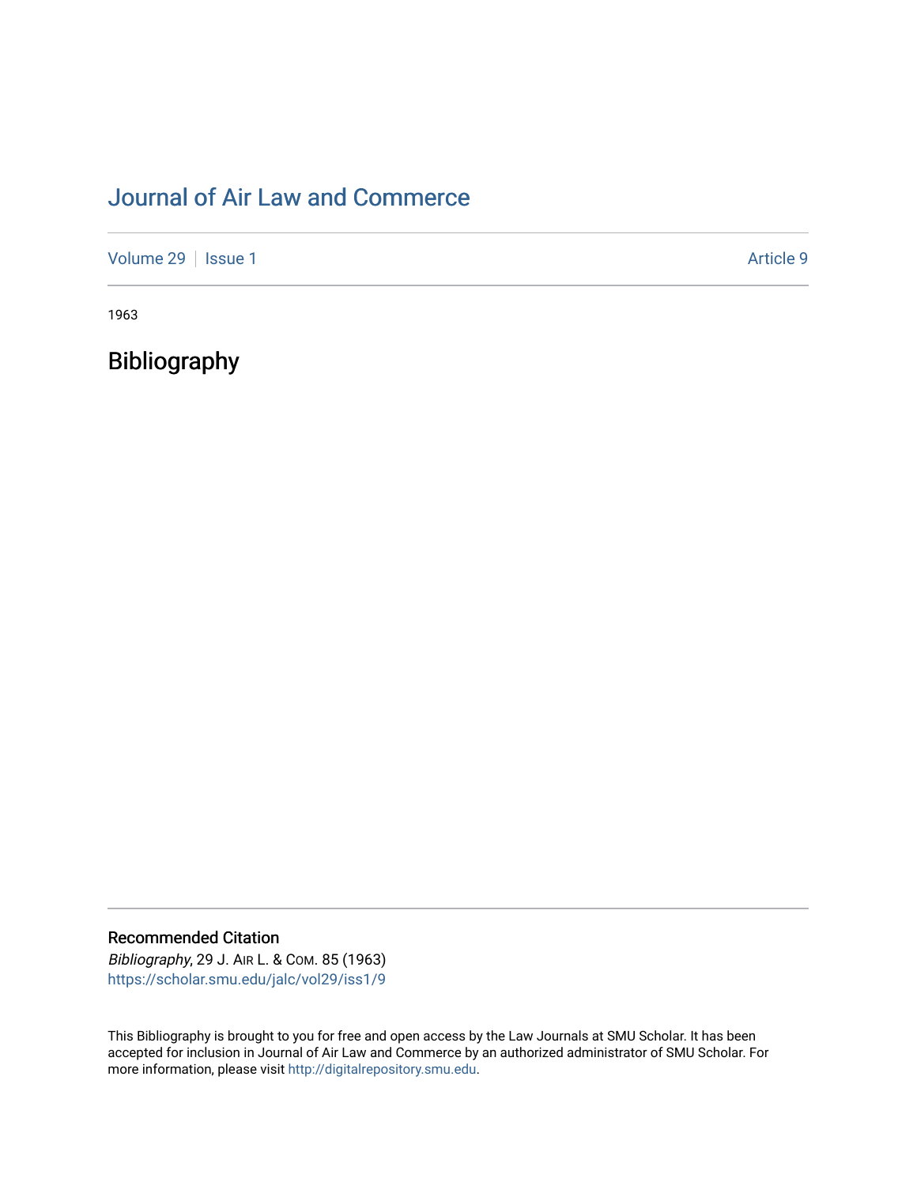# Journal of Air Law and Commerce

Volume 29 | Issue 1 | Article 9

1963

## Bibliography

### Recommended Citation

*Bibliography*, 29 J. Air L. & Com. 85 (1963)
https://scholar.smu.edu/jalc/vol29/iss1/9

This Bibliography is brought to you for free and open access by the Law Journals at SMU Scholar. It has been accepted for inclusion in Journal of Air Law and Commerce by an authorized administrator of SMU Scholar. For more information, please visit http://digitalrepository.smu.edu.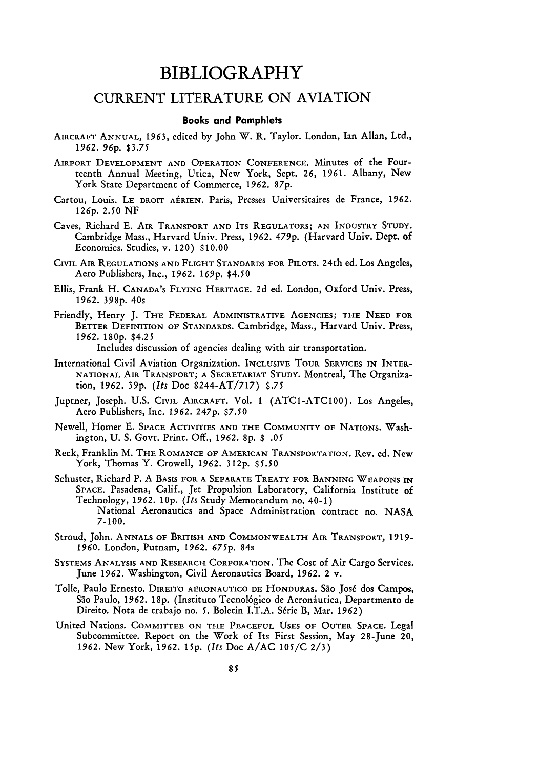# BIBLIOGRAPHY

## CURRENT LITERATURE ON AVIATION

### Books and Pamphlets

AIRCRAFT ANNUAL, 1963, edited by John W. R. Taylor. London, Ian Allan, Ltd., 1962. 96p. $3.75

AIRPORT DEVELOPMENT AND OPERATION CONFERENCE. Minutes of the Fourteenth Annual Meeting, Utica, New York, Sept. 26, 1961. Albany, New York State Department of Commerce, 1962. 87p.

Cartou, Louis. LE DROIT AÉRIEN. Paris, Presses Universitaires de France, 1962. 126p. 2.50 NF

Caves, Richard E. AIR TRANSPORT AND ITS REGULATORS; AN INDUSTRY STUDY. Cambridge Mass., Harvard Univ. Press, 1962. 479p. (Harvard Univ. Dept. of Economics. Studies, v. 120) $10.00

CIVIL AIR REGULATIONS AND FLIGHT STANDARDS FOR PILOTS. 24th ed. Los Angeles, Aero Publishers, Inc., 1962. 169p. $4.50

Ellis, Frank H. CANADA'S FLYING HERITAGE. 2d ed. London, Oxford Univ. Press, 1962. 398p. 40s

Friendly, Henry J. THE FEDERAL ADMINISTRATIVE AGENCIES; THE NEED FOR BETTER DEFINITION OF STANDARDS. Cambridge, Mass., Harvard Univ. Press, 1962. 180p. $4.25
Includes discussion of agencies dealing with air transportation.

International Civil Aviation Organization. INCLUSIVE TOUR SERVICES IN INTERNATIONAL AIR TRANSPORT; A SECRETARIAT STUDY. Montreal, The Organization, 1962. 39p. (*Its* Doc 8244-AT/717) $.75

Juptner, Joseph. U.S. CIVIL AIRCRAFT. Vol. 1 (ATC1-ATC100). Los Angeles, Aero Publishers, Inc. 1962. 247p. $7.50

Newell, Homer E. SPACE ACTIVITIES AND THE COMMUNITY OF NATIONS. Washington, U. S. Govt. Print. Off., 1962. 8p. $ .05

Reck, Franklin M. THE ROMANCE OF AMERICAN TRANSPORTATION. Rev. ed. New York, Thomas Y. Crowell, 1962. 312p. $5.50

Schuster, Richard P. A BASIS FOR A SEPARATE TREATY FOR BANNING WEAPONS IN SPACE. Pasadena, Calif., Jet Propulsion Laboratory, California Institute of Technology, 1962. 10p. (*Its* Study Memorandum no. 40-1)
National Aeronautics and Space Administration contract no. NASA 7-100.

Stroud, John. ANNALS OF BRITISH AND COMMONWEALTH AIR TRANSPORT, 1919-1960. London, Putnam, 1962. 675p. 84s

SYSTEMS ANALYSIS AND RESEARCH CORPORATION. The Cost of Air Cargo Services. June 1962. Washington, Civil Aeronautics Board, 1962. 2 v.

Tolle, Paulo Ernesto. DIREITO AERONAUTICO DE HONDURAS. São José dos Campos, São Paulo, 1962. 18p. (Instituto Tecnológico de Aeronáutica, Departmento de Direito. Nota de trabajo no. 5. Boletin I.T.A. Série B, Mar. 1962)

United Nations. COMMITTEE ON THE PEACEFUL USES OF OUTER SPACE. Legal Subcommittee. Report on the Work of Its First Session, May 28-June 20, 1962. New York, 1962. 15p. (*Its* Doc A/AC 105/C 2/3)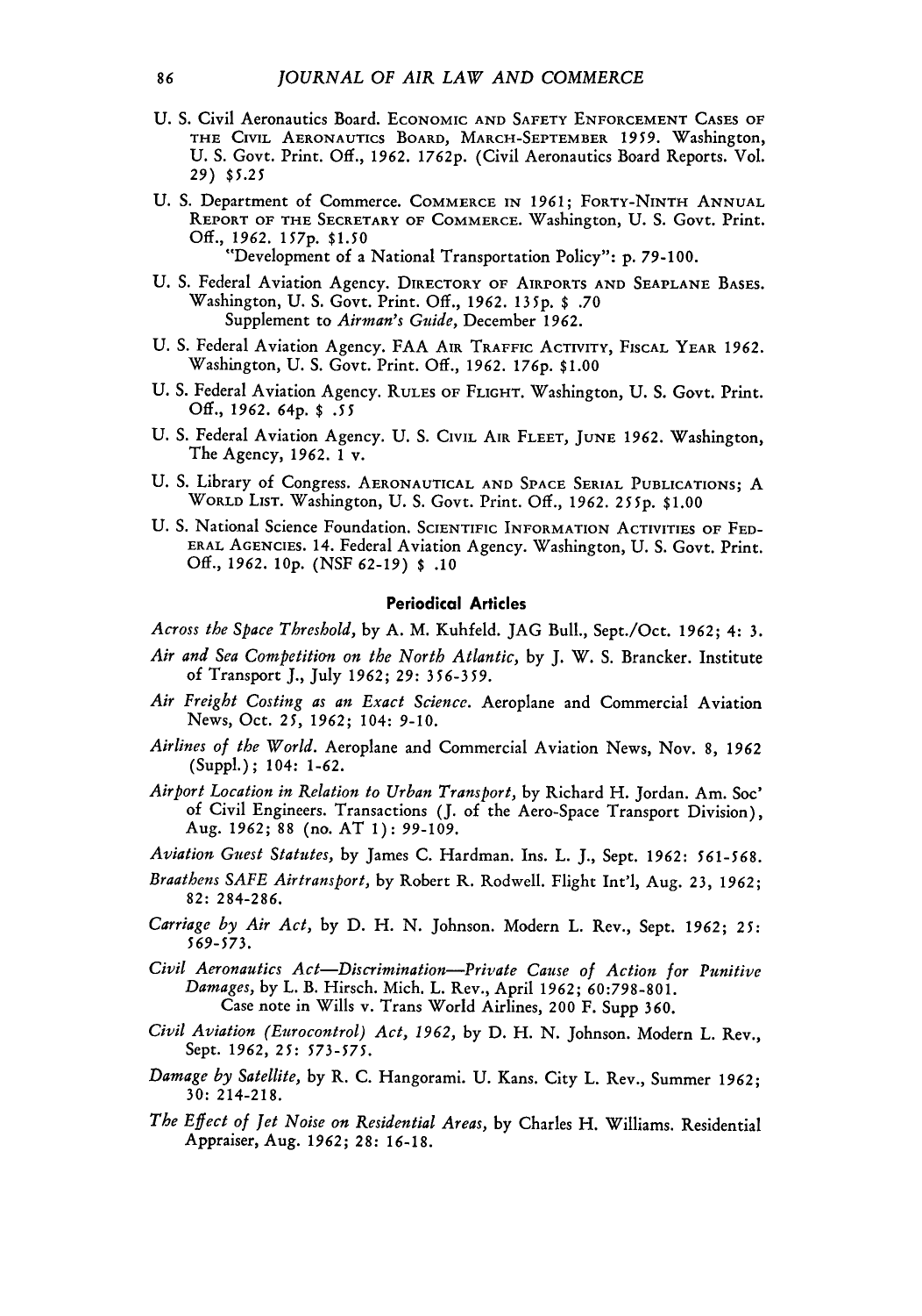U. S. Civil Aeronautics Board. ECONOMIC AND SAFETY ENFORCEMENT CASES OF THE CIVIL AERONAUTICS BOARD, MARCH-SEPTEMBER 1959. Washington, U. S. Govt. Print. Off., 1962. 1762p. (Civil Aeronautics Board Reports. Vol. 29) $5.25

U. S. Department of Commerce. COMMERCE IN 1961; FORTY-NINTH ANNUAL REPORT OF THE SECRETARY OF COMMERCE. Washington, U. S. Govt. Print. Off., 1962. 157p. $1.50
"Development of a National Transportation Policy": p. 79-100.

U. S. Federal Aviation Agency. DIRECTORY OF AIRPORTS AND SEAPLANE BASES. Washington, U. S. Govt. Print. Off., 1962. 135p. $ .70
Supplement to *Airman's Guide*, December 1962.

U. S. Federal Aviation Agency. FAA AIR TRAFFIC ACTIVITY, FISCAL YEAR 1962. Washington, U. S. Govt. Print. Off., 1962. 176p. $1.00

U. S. Federal Aviation Agency. RULES OF FLIGHT. Washington, U. S. Govt. Print. Off., 1962. 64p. $ .55

U. S. Federal Aviation Agency. U. S. CIVIL AIR FLEET, JUNE 1962. Washington, The Agency, 1962. 1 v.

U. S. Library of Congress. AERONAUTICAL AND SPACE SERIAL PUBLICATIONS; A WORLD LIST. Washington, U. S. Govt. Print. Off., 1962. 255p. $1.00

U. S. National Science Foundation. SCIENTIFIC INFORMATION ACTIVITIES OF FEDERAL AGENCIES. 14. Federal Aviation Agency. Washington, U. S. Govt. Print. Off., 1962. 10p. (NSF 62-19) $ .10

### Periodical Articles

*Across the Space Threshold*, by A. M. Kuhfeld. JAG Bull., Sept./Oct. 1962; 4: 3.

*Air and Sea Competition on the North Atlantic*, by J. W. S. Brancker. Institute of Transport J., July 1962; 29: 356-359.

*Air Freight Costing as an Exact Science*. Aeroplane and Commercial Aviation News, Oct. 25, 1962; 104: 9-10.

*Airlines of the World*. Aeroplane and Commercial Aviation News, Nov. 8, 1962 (Suppl.); 104: 1-62.

*Airport Location in Relation to Urban Transport*, by Richard H. Jordan. Am. Soc' of Civil Engineers. Transactions (J. of the Aero-Space Transport Division), Aug. 1962; 88 (no. AT 1): 99-109.

*Aviation Guest Statutes*, by James C. Hardman. Ins. L. J., Sept. 1962: 561-568.

*Braathens SAFE Airtransport*, by Robert R. Rodwell. Flight Int'l, Aug. 23, 1962; 82: 284-286.

*Carriage by Air Act*, by D. H. N. Johnson. Modern L. Rev., Sept. 1962; 25: 569-573.

*Civil Aeronautics Act—Discrimination—Private Cause of Action for Punitive Damages*, by L. B. Hirsch. Mich. L. Rev., April 1962; 60:798-801.
Case note in Wills v. Trans World Airlines, 200 F. Supp 360.

*Civil Aviation (Eurocontrol) Act, 1962*, by D. H. N. Johnson. Modern L. Rev., Sept. 1962, 25: 573-575.

*Damage by Satellite*, by R. C. Hangorami. U. Kans. City L. Rev., Summer 1962; 30: 214-218.

*The Effect of Jet Noise on Residential Areas*, by Charles H. Williams. Residential Appraiser, Aug. 1962; 28: 16-18.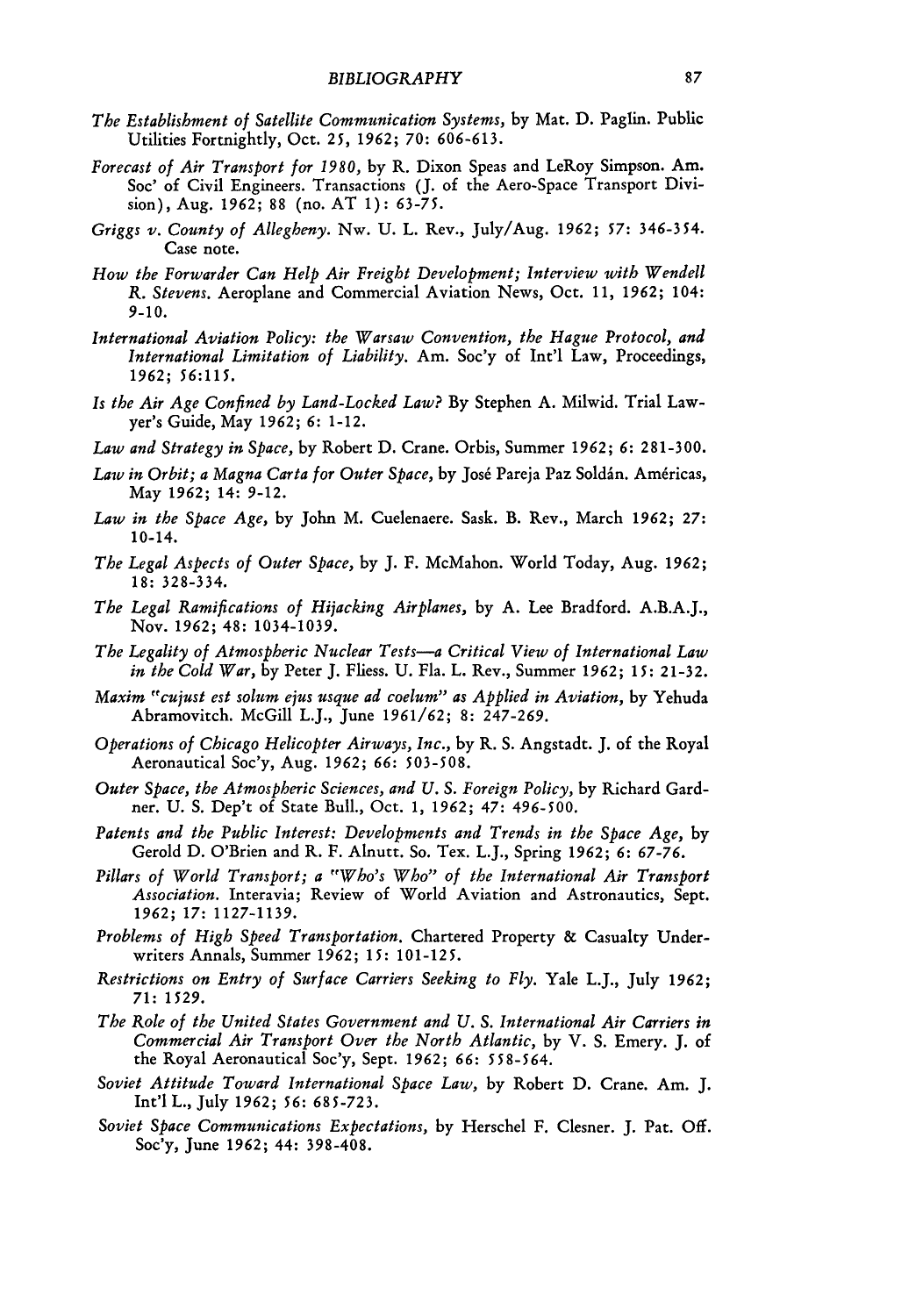*The Establishment of Satellite Communication Systems*, by Mat. D. Paglin. Public Utilities Fortnightly, Oct. 25, 1962; 70: 606-613.

*Forecast of Air Transport for 1980*, by R. Dixon Speas and LeRoy Simpson. Am. Soc' of Civil Engineers. Transactions (J. of the Aero-Space Transport Division), Aug. 1962; 88 (no. AT 1): 63-75.

*Griggs v. County of Allegheny*. Nw. U. L. Rev., July/Aug. 1962; 57: 346-354. Case note.

*How the Forwarder Can Help Air Freight Development; Interview with Wendell R. Stevens*. Aeroplane and Commercial Aviation News, Oct. 11, 1962; 104: 9-10.

*International Aviation Policy: the Warsaw Convention, the Hague Protocol, and International Limitation of Liability*. Am. Soc'y of Int'l Law, Proceedings, 1962; 56:115.

*Is the Air Age Confined by Land-Locked Law?* By Stephen A. Milwid. Trial Lawyer's Guide, May 1962; 6: 1-12.

*Law and Strategy in Space*, by Robert D. Crane. Orbis, Summer 1962; 6: 281-300.

*Law in Orbit; a Magna Carta for Outer Space*, by José Pareja Paz Soldán. Américas, May 1962; 14: 9-12.

*Law in the Space Age*, by John M. Cuelenaere. Sask. B. Rev., March 1962; 27: 10-14.

*The Legal Aspects of Outer Space*, by J. F. McMahon. World Today, Aug. 1962; 18: 328-334.

*The Legal Ramifications of Hijacking Airplanes*, by A. Lee Bradford. A.B.A.J., Nov. 1962; 48: 1034-1039.

*The Legality of Atmospheric Nuclear Tests—a Critical View of International Law in the Cold War*, by Peter J. Fliess. U. Fla. L. Rev., Summer 1962; 15: 21-32.

*Maxim "cujust est solum ejus usque ad coelum" as Applied in Aviation*, by Yehuda Abramovitch. McGill L.J., June 1961/62; 8: 247-269.

*Operations of Chicago Helicopter Airways, Inc.*, by R. S. Angstadt. J. of the Royal Aeronautical Soc'y, Aug. 1962; 66: 503-508.

*Outer Space, the Atmospheric Sciences, and U. S. Foreign Policy*, by Richard Gardner. U. S. Dep't of State Bull., Oct. 1, 1962; 47: 496-500.

*Patents and the Public Interest: Developments and Trends in the Space Age*, by Gerold D. O'Brien and R. F. Alnutt. So. Tex. L.J., Spring 1962; 6: 67-76.

*Pillars of World Transport; a "Who's Who" of the International Air Transport Association*. Interavia; Review of World Aviation and Astronautics, Sept. 1962; 17: 1127-1139.

*Problems of High Speed Transportation*. Chartered Property & Casualty Underwriters Annals, Summer 1962; 15: 101-125.

*Restrictions on Entry of Surface Carriers Seeking to Fly*. Yale L.J., July 1962; 71: 1529.

*The Role of the United States Government and U. S. International Air Carriers in Commercial Air Transport Over the North Atlantic*, by V. S. Emery. J. of the Royal Aeronautical Soc'y, Sept. 1962; 66: 558-564.

*Soviet Attitude Toward International Space Law*, by Robert D. Crane. Am. J. Int'l L., July 1962; 56: 685-723.

*Soviet Space Communications Expectations*, by Herschel F. Clesner. J. Pat. Off. Soc'y, June 1962; 44: 398-408.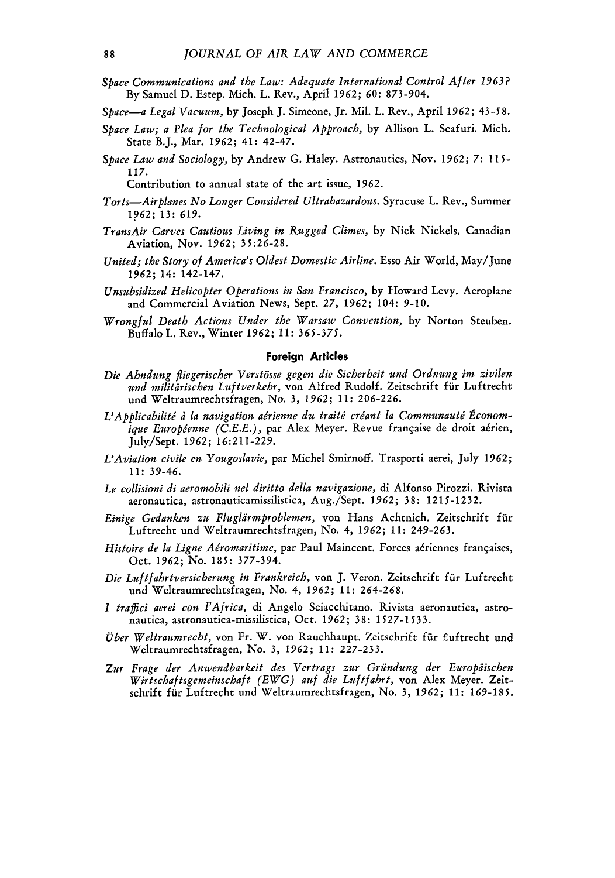*Space Communications and the Law: Adequate International Control After 1963?* By Samuel D. Estep. Mich. L. Rev., April 1962; 60: 873-904.

*Space—a Legal Vacuum,* by Joseph J. Simeone, Jr. Mil. L. Rev., April 1962; 43-58.

*Space Law; a Plea for the Technological Approach,* by Allison L. Scafuri. Mich. State B.J., Mar. 1962; 41: 42-47.

*Space Law and Sociology,* by Andrew G. Haley. Astronautics, Nov. 1962; 7: 115-117.
Contribution to annual state of the art issue, 1962.

*Torts—Airplanes No Longer Considered Ultrahazardous.* Syracuse L. Rev., Summer 1962; 13: 619.

*TransAir Carves Cautious Living in Rugged Climes,* by Nick Nickels. Canadian Aviation, Nov. 1962; 35:26-28.

*United; the Story of America's Oldest Domestic Airline.* Esso Air World, May/June 1962; 14: 142-147.

*Unsubsidized Helicopter Operations in San Francisco,* by Howard Levy. Aeroplane and Commercial Aviation News, Sept. 27, 1962; 104: 9-10.

*Wrongful Death Actions Under the Warsaw Convention,* by Norton Steuben. Buffalo L. Rev., Winter 1962; 11: 365-375.

## Foreign Articles

*Die Ahndung fliegerischer Verstösse gegen die Sicherheit und Ordnung im zivilen und militärischen Luftverkehr,* von Alfred Rudolf. Zeitschrift für Luftrecht und Weltraumrechtsfragen, No. 3, 1962; 11: 206-226.

*L'Applicabilité à la navigation aérienne du traité créant la Communauté Économique Européenne (C.E.E.),* par Alex Meyer. Revue française de droit aérien, July/Sept. 1962; 16:211-229.

*L'Aviation civile en Yougoslavie,* par Michel Smirnoff. Trasporti aerei, July 1962; 11: 39-46.

*Le collisioni di aeromobili nel diritto della navigazione,* di Alfonso Pirozzi. Rivista aeronautica, astronauticamissilistica, Aug./Sept. 1962; 38: 1215-1232.

*Einige Gedanken zu Fluglärmproblemen,* von Hans Achtnich. Zeitschrift für Luftrecht und Weltraumrechtsfragen, No. 4, 1962; 11: 249-263.

*Histoire de la Ligne Aéromaritime,* par Paul Maincent. Forces aériennes françaises, Oct. 1962; No. 185: 377-394.

*Die Luftfahrtversicherung in Frankreich,* von J. Veron. Zeitschrift für Luftrecht und Weltraumrechtsfragen, No. 4, 1962; 11: 264-268.

*I traffici aerei con l'Africa,* di Angelo Sciacchitano. Rivista aeronautica, astronautica, astronautica-missilistica, Oct. 1962; 38: 1527-1533.

*Über Weltraumrecht,* von Fr. W. von Rauchhaupt. Zeitschrift für Luftrecht und Weltraumrechtsfragen, No. 3, 1962; 11: 227-233.

*Zur Frage der Anwendbarkeit des Vertrags zur Gründung der Europäischen Wirtschaftsgemeinschaft (EWG) auf die Luftfahrt,* von Alex Meyer. Zeitschrift für Luftrecht und Weltraumrechtsfragen, No. 3, 1962; 11: 169-185.